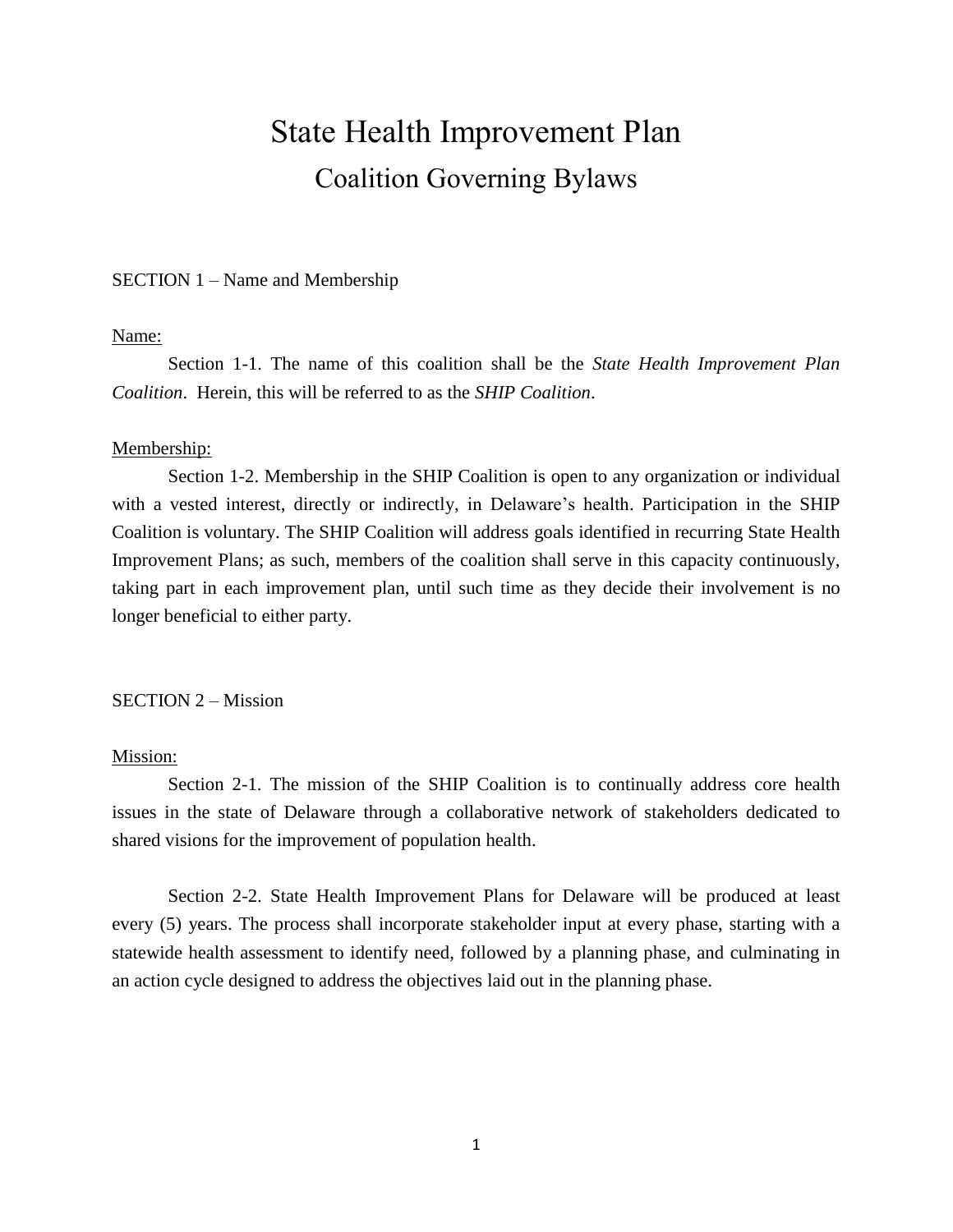# State Health Improvement Plan

## Coalition Governing Bylaws

SECTION 1 – Name and Membership

<u>Name:</u>

Section 1-1. The name of this coalition shall be the *State Health Improvement Plan Coalition*. Herein, this will be referred to as the *SHIP Coalition*.

<u>Membership:</u>

Section 1-2. Membership in the SHIP Coalition is open to any organization or individual with a vested interest, directly or indirectly, in Delaware's health. Participation in the SHIP Coalition is voluntary. The SHIP Coalition will address goals identified in recurring State Health Improvement Plans; as such, members of the coalition shall serve in this capacity continuously, taking part in each improvement plan, until such time as they decide their involvement is no longer beneficial to either party.

SECTION 2 – Mission

<u>Mission:</u>

Section 2-1. The mission of the SHIP Coalition is to continually address core health issues in the state of Delaware through a collaborative network of stakeholders dedicated to shared visions for the improvement of population health.

Section 2-2. State Health Improvement Plans for Delaware will be produced at least every (5) years. The process shall incorporate stakeholder input at every phase, starting with a statewide health assessment to identify need, followed by a planning phase, and culminating in an action cycle designed to address the objectives laid out in the planning phase.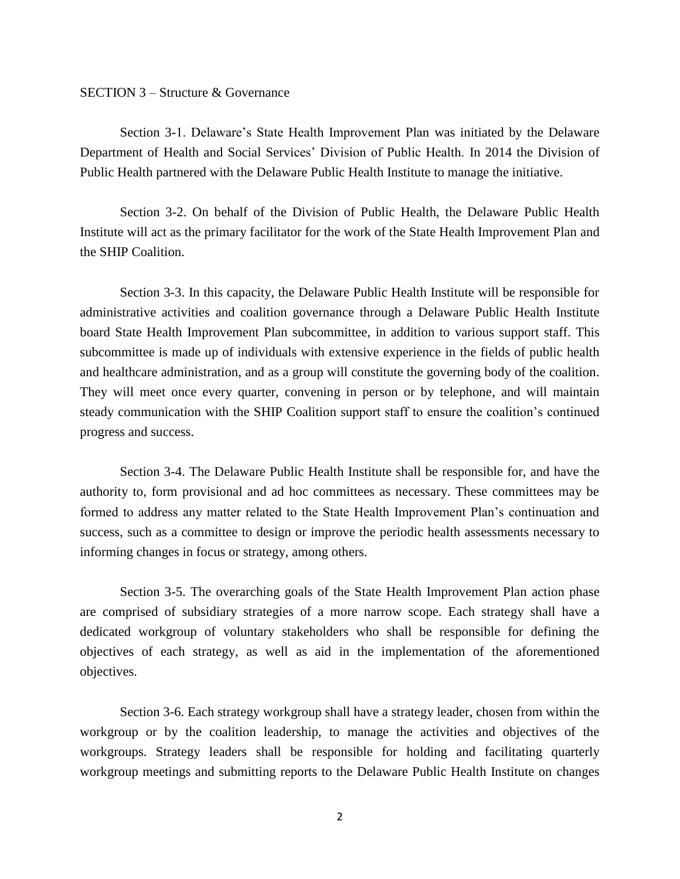## SECTION 3 – Structure & Governance

Section 3-1. Delaware's State Health Improvement Plan was initiated by the Delaware Department of Health and Social Services' Division of Public Health. In 2014 the Division of Public Health partnered with the Delaware Public Health Institute to manage the initiative.

Section 3-2. On behalf of the Division of Public Health, the Delaware Public Health Institute will act as the primary facilitator for the work of the State Health Improvement Plan and the SHIP Coalition.

Section 3-3. In this capacity, the Delaware Public Health Institute will be responsible for administrative activities and coalition governance through a Delaware Public Health Institute board State Health Improvement Plan subcommittee, in addition to various support staff. This subcommittee is made up of individuals with extensive experience in the fields of public health and healthcare administration, and as a group will constitute the governing body of the coalition. They will meet once every quarter, convening in person or by telephone, and will maintain steady communication with the SHIP Coalition support staff to ensure the coalition's continued progress and success.

Section 3-4. The Delaware Public Health Institute shall be responsible for, and have the authority to, form provisional and ad hoc committees as necessary. These committees may be formed to address any matter related to the State Health Improvement Plan's continuation and success, such as a committee to design or improve the periodic health assessments necessary to informing changes in focus or strategy, among others.

Section 3-5. The overarching goals of the State Health Improvement Plan action phase are comprised of subsidiary strategies of a more narrow scope. Each strategy shall have a dedicated workgroup of voluntary stakeholders who shall be responsible for defining the objectives of each strategy, as well as aid in the implementation of the aforementioned objectives.

Section 3-6. Each strategy workgroup shall have a strategy leader, chosen from within the workgroup or by the coalition leadership, to manage the activities and objectives of the workgroups. Strategy leaders shall be responsible for holding and facilitating quarterly workgroup meetings and submitting reports to the Delaware Public Health Institute on changes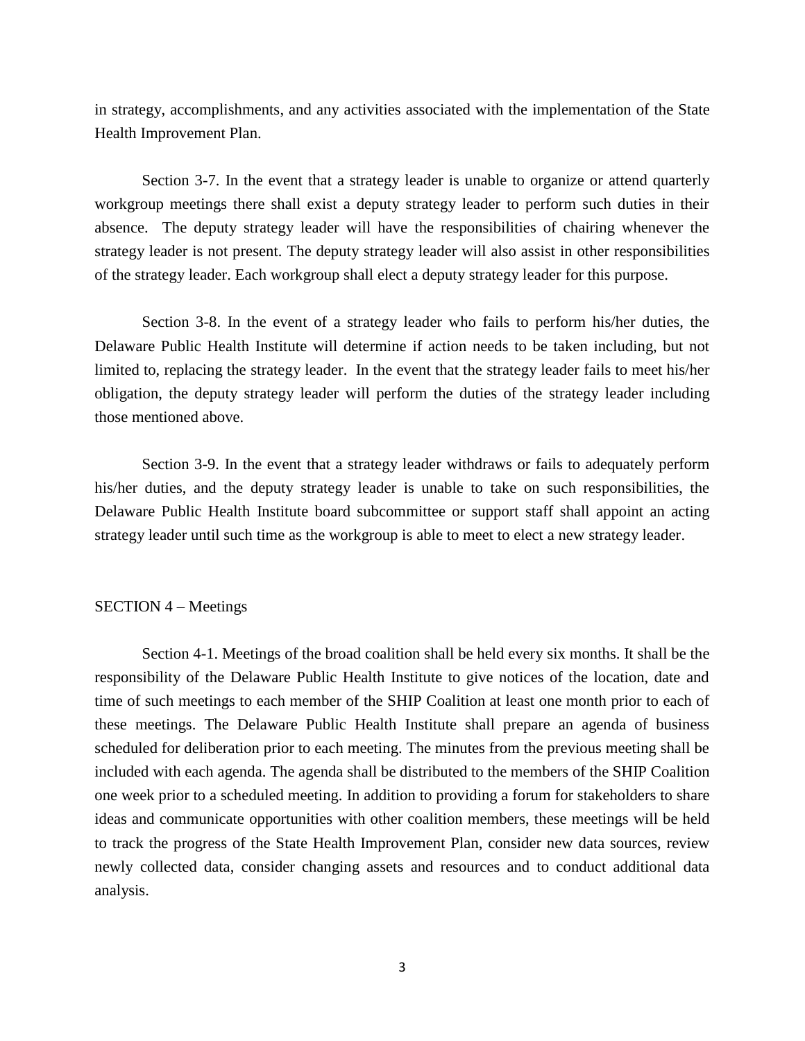in strategy, accomplishments, and any activities associated with the implementation of the State Health Improvement Plan.

Section 3-7. In the event that a strategy leader is unable to organize or attend quarterly workgroup meetings there shall exist a deputy strategy leader to perform such duties in their absence. The deputy strategy leader will have the responsibilities of chairing whenever the strategy leader is not present. The deputy strategy leader will also assist in other responsibilities of the strategy leader. Each workgroup shall elect a deputy strategy leader for this purpose.

Section 3-8. In the event of a strategy leader who fails to perform his/her duties, the Delaware Public Health Institute will determine if action needs to be taken including, but not limited to, replacing the strategy leader. In the event that the strategy leader fails to meet his/her obligation, the deputy strategy leader will perform the duties of the strategy leader including those mentioned above.

Section 3-9. In the event that a strategy leader withdraws or fails to adequately perform his/her duties, and the deputy strategy leader is unable to take on such responsibilities, the Delaware Public Health Institute board subcommittee or support staff shall appoint an acting strategy leader until such time as the workgroup is able to meet to elect a new strategy leader.

## SECTION 4 – Meetings

Section 4-1. Meetings of the broad coalition shall be held every six months. It shall be the responsibility of the Delaware Public Health Institute to give notices of the location, date and time of such meetings to each member of the SHIP Coalition at least one month prior to each of these meetings. The Delaware Public Health Institute shall prepare an agenda of business scheduled for deliberation prior to each meeting. The minutes from the previous meeting shall be included with each agenda. The agenda shall be distributed to the members of the SHIP Coalition one week prior to a scheduled meeting. In addition to providing a forum for stakeholders to share ideas and communicate opportunities with other coalition members, these meetings will be held to track the progress of the State Health Improvement Plan, consider new data sources, review newly collected data, consider changing assets and resources and to conduct additional data analysis.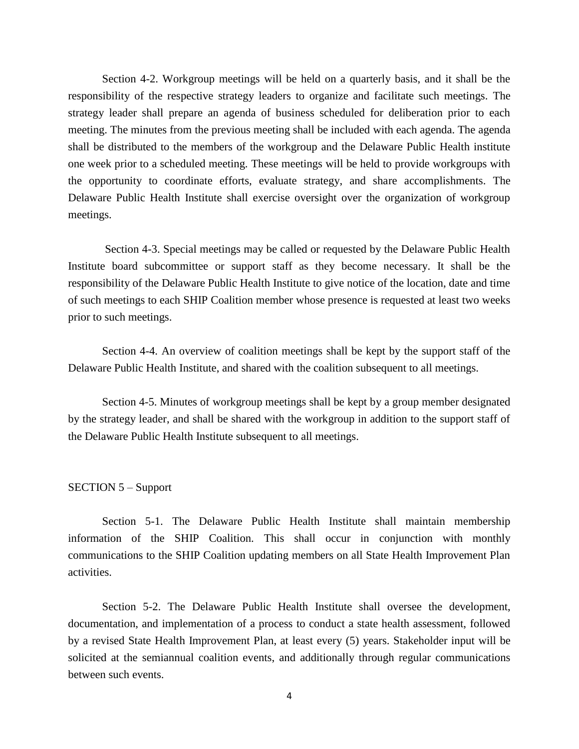Section 4-2. Workgroup meetings will be held on a quarterly basis, and it shall be the responsibility of the respective strategy leaders to organize and facilitate such meetings. The strategy leader shall prepare an agenda of business scheduled for deliberation prior to each meeting. The minutes from the previous meeting shall be included with each agenda. The agenda shall be distributed to the members of the workgroup and the Delaware Public Health institute one week prior to a scheduled meeting. These meetings will be held to provide workgroups with the opportunity to coordinate efforts, evaluate strategy, and share accomplishments. The Delaware Public Health Institute shall exercise oversight over the organization of workgroup meetings.

Section 4-3. Special meetings may be called or requested by the Delaware Public Health Institute board subcommittee or support staff as they become necessary. It shall be the responsibility of the Delaware Public Health Institute to give notice of the location, date and time of such meetings to each SHIP Coalition member whose presence is requested at least two weeks prior to such meetings.

Section 4-4. An overview of coalition meetings shall be kept by the support staff of the Delaware Public Health Institute, and shared with the coalition subsequent to all meetings.

Section 4-5. Minutes of workgroup meetings shall be kept by a group member designated by the strategy leader, and shall be shared with the workgroup in addition to the support staff of the Delaware Public Health Institute subsequent to all meetings.

## SECTION 5 – Support

Section 5-1. The Delaware Public Health Institute shall maintain membership information of the SHIP Coalition. This shall occur in conjunction with monthly communications to the SHIP Coalition updating members on all State Health Improvement Plan activities.

Section 5-2. The Delaware Public Health Institute shall oversee the development, documentation, and implementation of a process to conduct a state health assessment, followed by a revised State Health Improvement Plan, at least every (5) years. Stakeholder input will be solicited at the semiannual coalition events, and additionally through regular communications between such events.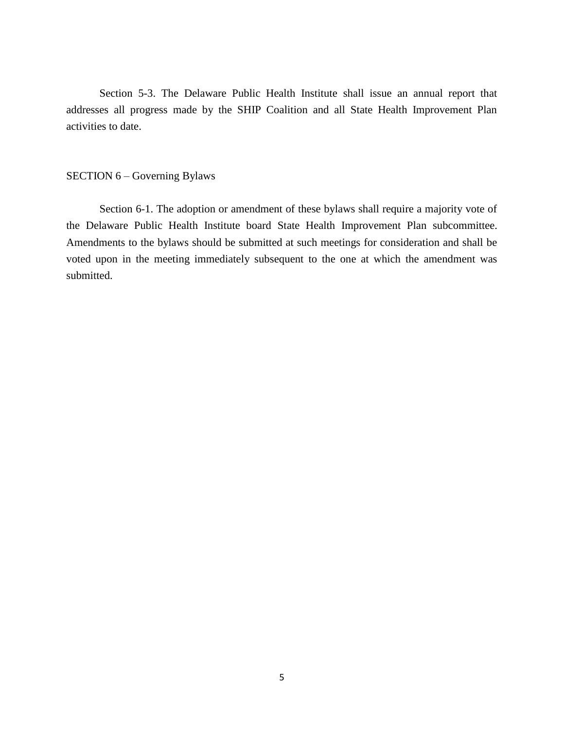Section 5-3. The Delaware Public Health Institute shall issue an annual report that addresses all progress made by the SHIP Coalition and all State Health Improvement Plan activities to date.

## SECTION 6 – Governing Bylaws

Section 6-1. The adoption or amendment of these bylaws shall require a majority vote of the Delaware Public Health Institute board State Health Improvement Plan subcommittee. Amendments to the bylaws should be submitted at such meetings for consideration and shall be voted upon in the meeting immediately subsequent to the one at which the amendment was submitted.